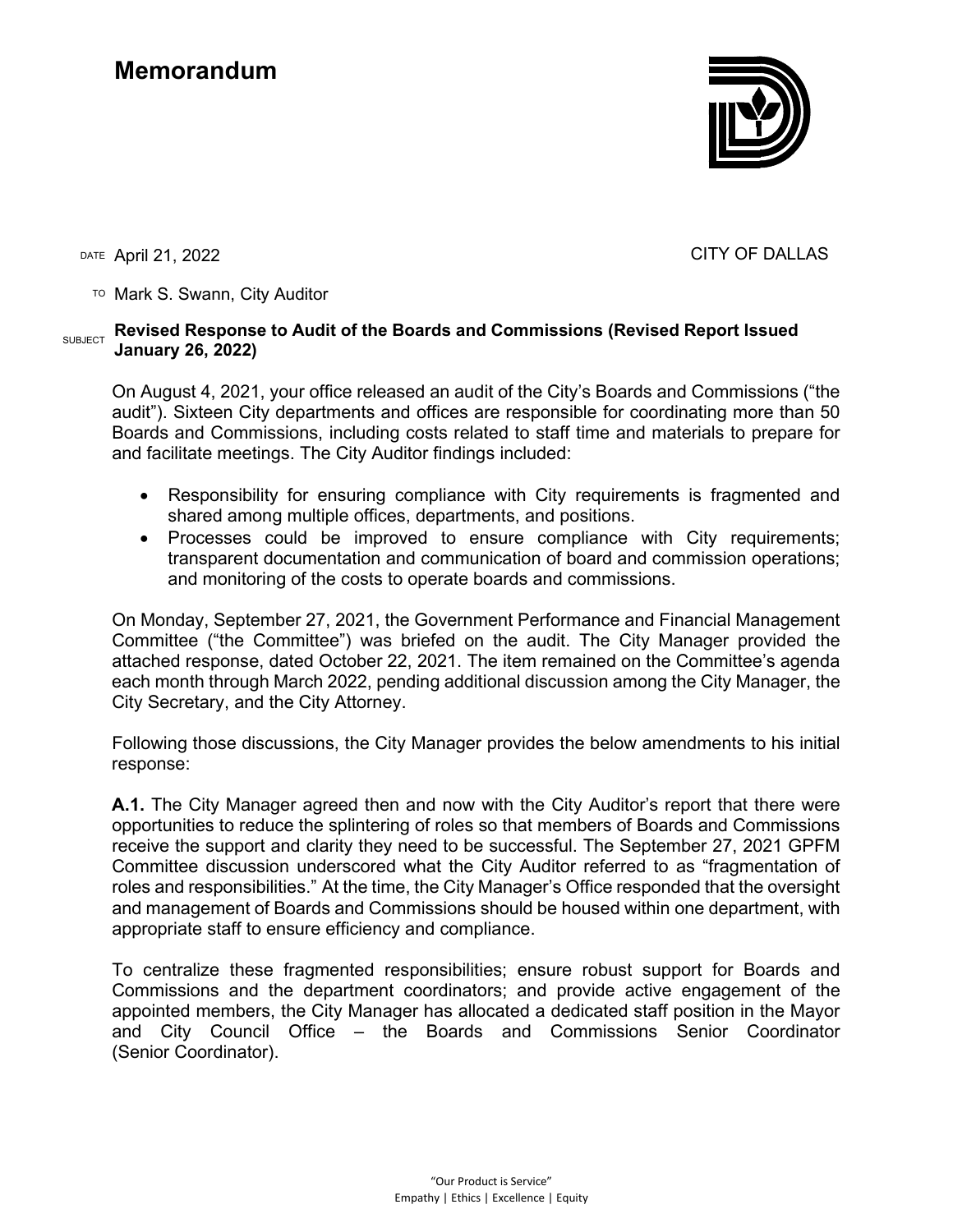# Memorandum

DATE April 21, 2022

CITY OF DALLAS

TO Mark S. Swann, City Auditor

SUBJECT **Revised Response to Audit of the Boards and Commissions (Revised Report Issued January 26, 2022)**

On August 4, 2021, your office released an audit of the City's Boards and Commissions ("the audit"). Sixteen City departments and offices are responsible for coordinating more than 50 Boards and Commissions, including costs related to staff time and materials to prepare for and facilitate meetings. The City Auditor findings included:

- Responsibility for ensuring compliance with City requirements is fragmented and shared among multiple offices, departments, and positions.
- Processes could be improved to ensure compliance with City requirements; transparent documentation and communication of board and commission operations; and monitoring of the costs to operate boards and commissions.

On Monday, September 27, 2021, the Government Performance and Financial Management Committee ("the Committee") was briefed on the audit. The City Manager provided the attached response, dated October 22, 2021. The item remained on the Committee's agenda each month through March 2022, pending additional discussion among the City Manager, the City Secretary, and the City Attorney.

Following those discussions, the City Manager provides the below amendments to his initial response:

**A.1.** The City Manager agreed then and now with the City Auditor's report that there were opportunities to reduce the splintering of roles so that members of Boards and Commissions receive the support and clarity they need to be successful. The September 27, 2021 GPFM Committee discussion underscored what the City Auditor referred to as "fragmentation of roles and responsibilities." At the time, the City Manager's Office responded that the oversight and management of Boards and Commissions should be housed within one department, with appropriate staff to ensure efficiency and compliance.

To centralize these fragmented responsibilities; ensure robust support for Boards and Commissions and the department coordinators; and provide active engagement of the appointed members, the City Manager has allocated a dedicated staff position in the Mayor and City Council Office – the Boards and Commissions Senior Coordinator (Senior Coordinator).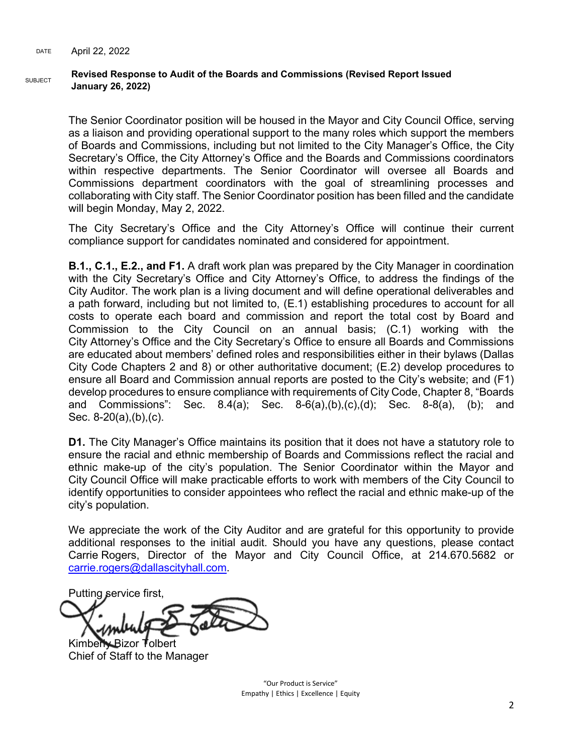DATE April 22, 2022

SUBJECT **Revised Response to Audit of the Boards and Commissions (Revised Report Issued January 26, 2022)**

The Senior Coordinator position will be housed in the Mayor and City Council Office, serving as a liaison and providing operational support to the many roles which support the members of Boards and Commissions, including but not limited to the City Manager's Office, the City Secretary's Office, the City Attorney's Office and the Boards and Commissions coordinators within respective departments. The Senior Coordinator will oversee all Boards and Commissions department coordinators with the goal of streamlining processes and collaborating with City staff. The Senior Coordinator position has been filled and the candidate will begin Monday, May 2, 2022.

The City Secretary's Office and the City Attorney's Office will continue their current compliance support for candidates nominated and considered for appointment.

**B.1., C.1., E.2., and F1.** A draft work plan was prepared by the City Manager in coordination with the City Secretary's Office and City Attorney's Office, to address the findings of the City Auditor. The work plan is a living document and will define operational deliverables and a path forward, including but not limited to, (E.1) establishing procedures to account for all costs to operate each board and commission and report the total cost by Board and Commission to the City Council on an annual basis; (C.1) working with the City Attorney's Office and the City Secretary's Office to ensure all Boards and Commissions are educated about members' defined roles and responsibilities either in their bylaws (Dallas City Code Chapters 2 and 8) or other authoritative document; (E.2) develop procedures to ensure all Board and Commission annual reports are posted to the City's website; and (F1) develop procedures to ensure compliance with requirements of City Code, Chapter 8, "Boards and Commissions": Sec. 8.4(a); Sec. 8-6(a),(b),(c),(d); Sec. 8-8(a), (b); and Sec. 8-20(a),(b),(c).

**D1.** The City Manager's Office maintains its position that it does not have a statutory role to ensure the racial and ethnic membership of Boards and Commissions reflect the racial and ethnic make-up of the city's population. The Senior Coordinator within the Mayor and City Council Office will make practicable efforts to work with members of the City Council to identify opportunities to consider appointees who reflect the racial and ethnic make-up of the city's population.

We appreciate the work of the City Auditor and are grateful for this opportunity to provide additional responses to the initial audit. Should you have any questions, please contact Carrie Rogers, Director of the Mayor and City Council Office, at 214.670.5682 or carrie.rogers@dallascityhall.com.

Putting service first,

Kimberly Bizor Tolbert
Chief of Staff to the Manager

"Our Product is Service"
Empathy | Ethics | Excellence | Equity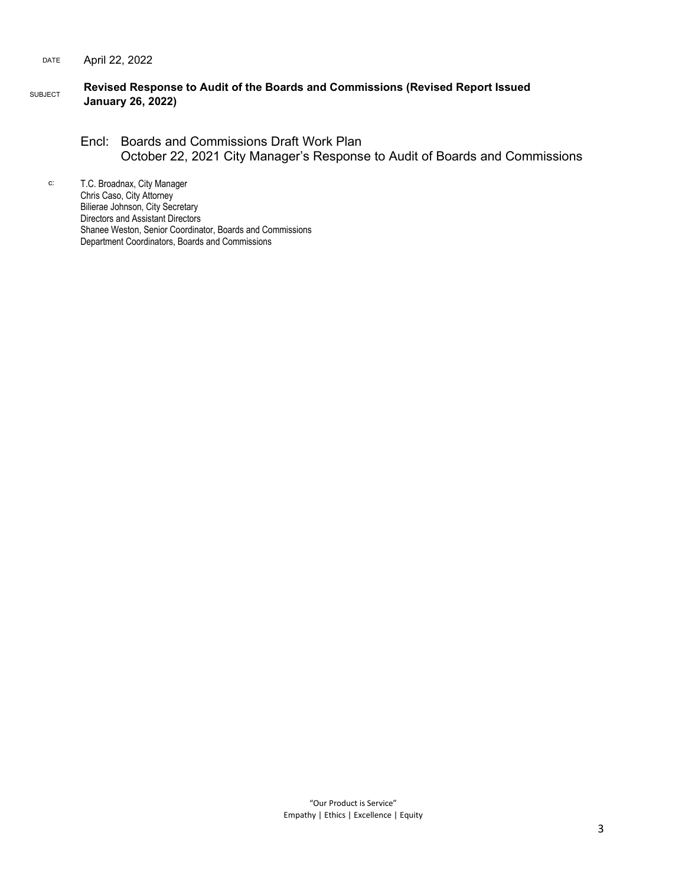DATE April 22, 2022

SUBJECT **Revised Response to Audit of the Boards and Commissions (Revised Report Issued January 26, 2022)**

Encl: Boards and Commissions Draft Work Plan
October 22, 2021 City Manager's Response to Audit of Boards and Commissions

c: T.C. Broadnax, City Manager
Chris Caso, City Attorney
Bilierae Johnson, City Secretary
Directors and Assistant Directors
Shanee Weston, Senior Coordinator, Boards and Commissions
Department Coordinators, Boards and Commissions

"Our Product is Service"
Empathy | Ethics | Excellence | Equity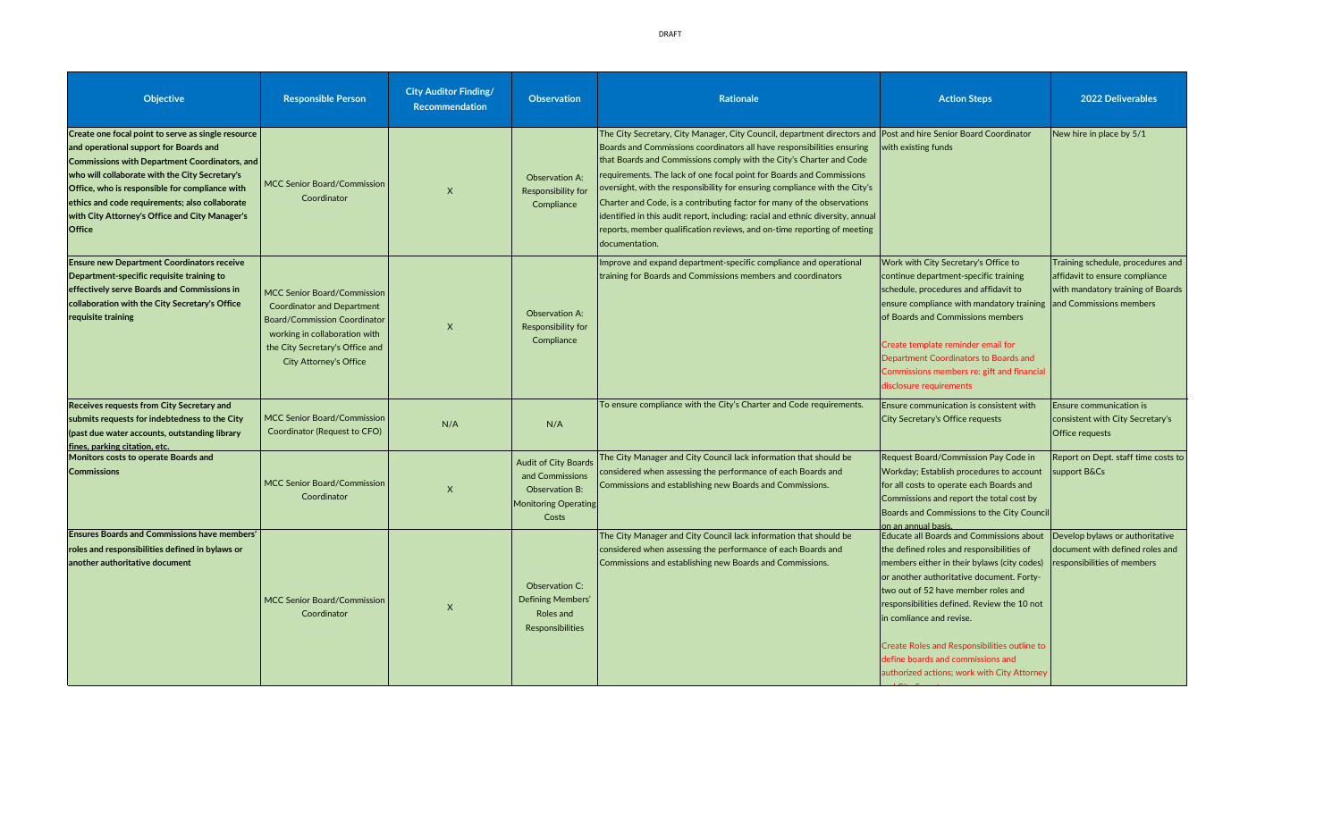DRAFT

| Objective | Responsible Person | City Auditor Finding/ Recommendation | Observation | Rationale | Action Steps | 2022 Deliverables |
|---|---|---|---|---|---|---|
| **Create one focal point to serve as single resource and operational support for Boards and Commissions with Department Coordinators, and who will collaborate with the City Secretary's Office, who is responsible for compliance with ethics and code requirements; also collaborate with City Attorney's Office and City Manager's Office** | MCC Senior Board/Commission Coordinator | X | Observation A: Responsibility for Compliance | The City Secretary, City Manager, City Council, department directors and Boards and Commissions coordinators all have responsibilities ensuring that Boards and Commissions comply with the City's Charter and Code requirements. The lack of one focal point for Boards and Commissions oversight, with the responsibility for ensuring compliance with the City's Charter and Code, is a contributing factor for many of the observations identified in this audit report, including: racial and ethnic diversity, annual reports, member qualification reviews, and on-time reporting of meeting documentation. | Post and hire Senior Board Coordinator with existing funds | New hire in place by 5/1 |
| **Ensure new Department Coordinators receive Department-specific requisite training to effectively serve Boards and Commissions in collaboration with the City Secretary's Office requisite training** | MCC Senior Board/Commission Coordinator and Department Board/Commission Coordinator working in collaboration with the City Secretary's Office and City Attorney's Office | X | Observation A: Responsibility for Compliance | Improve and expand department-specific compliance and operational training for Boards and Commissions members and coordinators | Work with City Secretary's Office to continue department-specific training schedule, procedures and affidavit to ensure compliance with mandatory training of Boards and Commissions members<br><br>Create template reminder email for Department Coordinators to Boards and Commissions members re: gift and financial disclosure requirements | Training schedule, procedures and affidavit to ensure compliance with mandatory training of Boards and Commissions members |
| **Receives requests from City Secretary and submits requests for indebtedness to the City (past due water accounts, outstanding library fines, parking citation, etc.** | MCC Senior Board/Commission Coordinator (Request to CFO) | N/A | N/A | To ensure compliance with the City's Charter and Code requirements. | Ensure communication is consistent with City Secretary's Office requests | Ensure communication is consistent with City Secretary's Office requests |
| **Monitors costs to operate Boards and Commissions** | MCC Senior Board/Commission Coordinator | X | Audit of City Boards and Commissions Observation B: Monitoring Operating Costs | The City Manager and City Council lack information that should be considered when assessing the performance of each Boards and Commissions and establishing new Boards and Commissions. | Request Board/Commission Pay Code in Workday; Establish procedures to account for all costs to operate each Boards and Commissions and report the total cost by Boards and Commissions to the City Council on an annual basis. | Report on Dept. staff time costs to support B&Cs |
| **Ensures Boards and Commissions have members' roles and responsibilities defined in bylaws or another authoritative document** | MCC Senior Board/Commission Coordinator | X | Observation C: Defining Members' Roles and Responsibilities | The City Manager and City Council lack information that should be considered when assessing the performance of each Boards and Commissions and establishing new Boards and Commissions. | Educate all Boards and Commissions about the defined roles and responsibilities of members either in their bylaws (city codes) or another authoritative document. Forty-two out of 52 have member roles and responsibilities defined. Review the 10 not in comliance and revise.<br><br>Create Roles and Responsibilities outline to define boards and commissions and authorized actions; work with City Attorney | Develop bylaws or authoritative document with defined roles and responsibilities of members |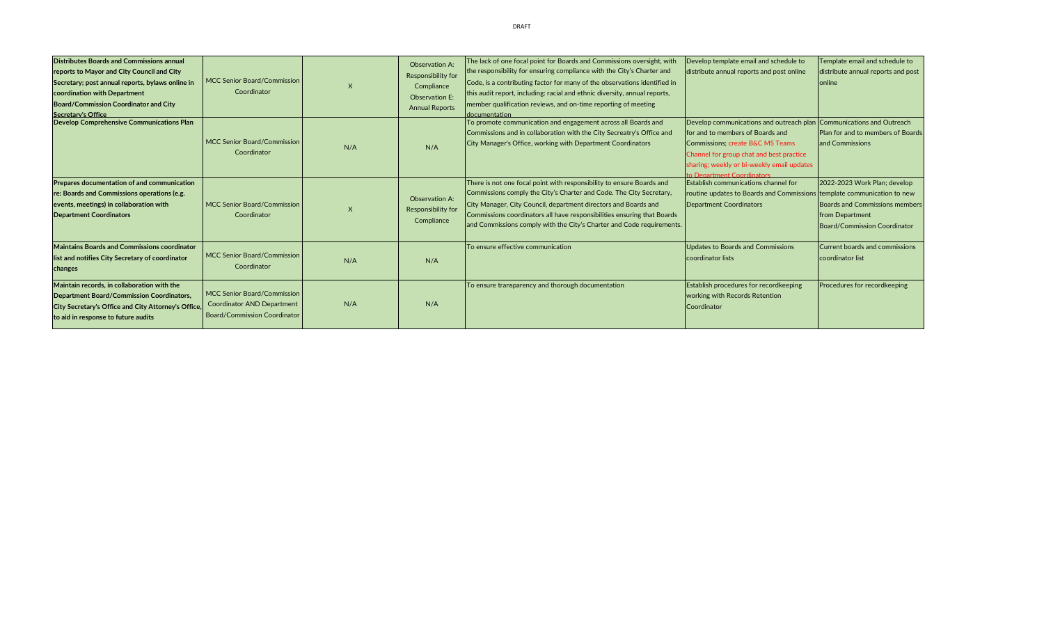DRAFT

| | | | | | | |
|---|---|---|---|---|---|---|
| **Distributes Boards and Commissions annual reports to Mayor and City Council and City Secretary; post annual reports, bylaws online in coordination with Department Board/Commission Coordinator and City Secretary's Office** | MCC Senior Board/Commission Coordinator | X | Observation A: Responsibility for Compliance Observation E: Annual Reports | The lack of one focal point for Boards and Commissions oversight, with the responsibility for ensuring compliance with the City's Charter and Code, is a contributing factor for many of the observations identified in this audit report, including: racial and ethnic diversity, annual reports, member qualification reviews, and on-time reporting of meeting documentation | Develop template email and schedule to distribute annual reports and post online | Template email and schedule to distribute annual reports and post online |
| **Develop Comprehensive Communications Plan** | MCC Senior Board/Commission Coordinator | N/A | N/A | To promote communication and engagement across all Boards and Commissions and in collaboration with the City Secreatry's Office and City Manager's Office, working with Department Coordinators | Develop communications and outreach plan for and to members of Boards and Commissions; create B&C MS Teams Channel for group chat and best practice sharing; weekly or bi-weekly email updates to Department Coordinators | Communications and Outreach Plan for and to members of Boards and Commissions |
| **Prepares documentation of and communication re: Boards and Commissions operations (e.g. events, meetings) in collaboration with Department Coordinators** | MCC Senior Board/Commission Coordinator | X | Observation A: Responsibility for Compliance | There is not one focal point with responsibility to ensure Boards and Commissions comply the City's Charter and Code. The City Secretary, City Manager, City Council, department directors and Boards and Commissions coordinators all have responsibilities ensuring that Boards and Commissions comply with the City's Charter and Code requirements. | Establish communications channel for routine updates to Boards and Commissions Department Coordinators | 2022-2023 Work Plan; develop template communication to new Boards and Commissions members from Department Board/Commission Coordinator |
| **Maintains Boards and Commissions coordinator list and notifies City Secretary of coordinator changes** | MCC Senior Board/Commission Coordinator | N/A | N/A | To ensure effective communication | Updates to Boards and Commissions coordinator lists | Current boards and commissions coordinator list |
| **Maintain records, in collaboration with the Department Board/Commission Coordinators, City Secretary's Office and City Attorney's Office, to aid in response to future audits** | MCC Senior Board/Commission Coordinator AND Department Board/Commission Coordinator | N/A | N/A | To ensure transparency and thorough documentation | Establish procedures for recordkeeping working with Records Retention Coordinator | Procedures for recordkeeping |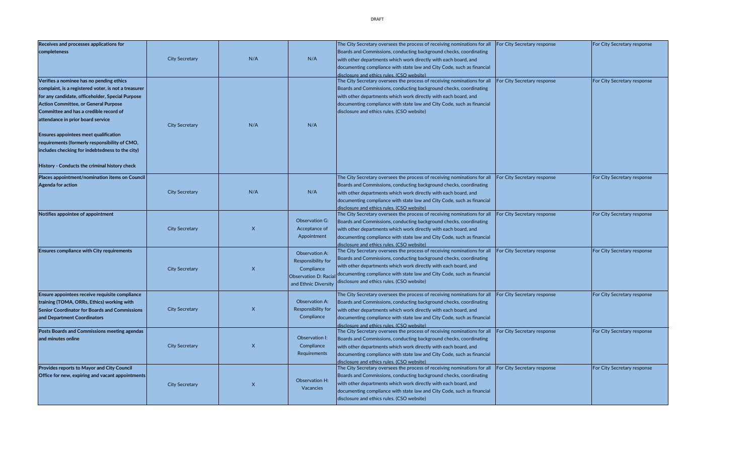| | | | | | | |
|---|---|---|---|---|---|---|
| **Receives and processes applications for completeness** | City Secretary | N/A | N/A | The City Secretary oversees the process of receiving nominations for all Boards and Commissions, conducting background checks, coordinating with other departments which work directly with each board, and documenting compliance with state law and City Code, such as financial disclosure and ethics rules. (CSO website) | For City Secretary response | For City Secretary response |
| **Verifies a nominee has no pending ethics complaint, is a registered voter, is not a treasurer for any candidate, officeholder, Special Purpose Action Committee, or General Purpose Committee and has a credible record of attendance in prior board service**<br><br>**Ensures appointees meet qualification requirements (formerly responsibility of CMO, includes checking for indebtedness to the city)**<br><br>**History - Conducts the criminal history check** | City Secretary | N/A | N/A | The City Secretary oversees the process of receiving nominations for all Boards and Commissions, conducting background checks, coordinating with other departments which work directly with each board, and documenting compliance with state law and City Code, such as financial disclosure and ethics rules. (CSO website) | For City Secretary response | For City Secretary response |
| **Places appointment/nomination items on Council Agenda for action** | City Secretary | N/A | N/A | The City Secretary oversees the process of receiving nominations for all Boards and Commissions, conducting background checks, coordinating with other departments which work directly with each board, and documenting compliance with state law and City Code, such as financial disclosure and ethics rules. (CSO website) | For City Secretary response | For City Secretary response |
| **Notifies appointee of appointment** | City Secretary | X | Observation G: Acceptance of Appointment | The City Secretary oversees the process of receiving nominations for all Boards and Commissions, conducting background checks, coordinating with other departments which work directly with each board, and documenting compliance with state law and City Code, such as financial disclosure and ethics rules. (CSO website) | For City Secretary response | For City Secretary response |
| **Ensures compliance with City requirements** | City Secretary | X | Observation A: Responsibility for Compliance<br>Observation D: Racial and Ethnic Diversity | The City Secretary oversees the process of receiving nominations for all Boards and Commissions, conducting background checks, coordinating with other departments which work directly with each board, and documenting compliance with state law and City Code, such as financial disclosure and ethics rules. (CSO website) | For City Secretary response | For City Secretary response |
| **Ensure appointees receive requisite compliance training (TOMA, ORRs, Ethics) working with Senior Coordinator for Boards and Commissions and Department Coordinators** | City Secretary | X | Observation A: Responsibility for Compliance | The City Secretary oversees the process of receiving nominations for all Boards and Commissions, conducting background checks, coordinating with other departments which work directly with each board, and documenting compliance with state law and City Code, such as financial disclosure and ethics rules. (CSO website) | For City Secretary response | For City Secretary response |
| **Posts Boards and Commissions meeting agendas and minutes online** | City Secretary | X | Observation I: Compliance Requirements | The City Secretary oversees the process of receiving nominations for all Boards and Commissions, conducting background checks, coordinating with other departments which work directly with each board, and documenting compliance with state law and City Code, such as financial disclosure and ethics rules. (CSO website) | For City Secretary response | For City Secretary response |
| **Provides reports to Mayor and City Council Office for new, expiring and vacant appointments** | City Secretary | X | Observation H: Vacancies | The City Secretary oversees the process of receiving nominations for all Boards and Commissions, conducting background checks, coordinating with other departments which work directly with each board, and documenting compliance with state law and City Code, such as financial disclosure and ethics rules. (CSO website) | For City Secretary response | For City Secretary response |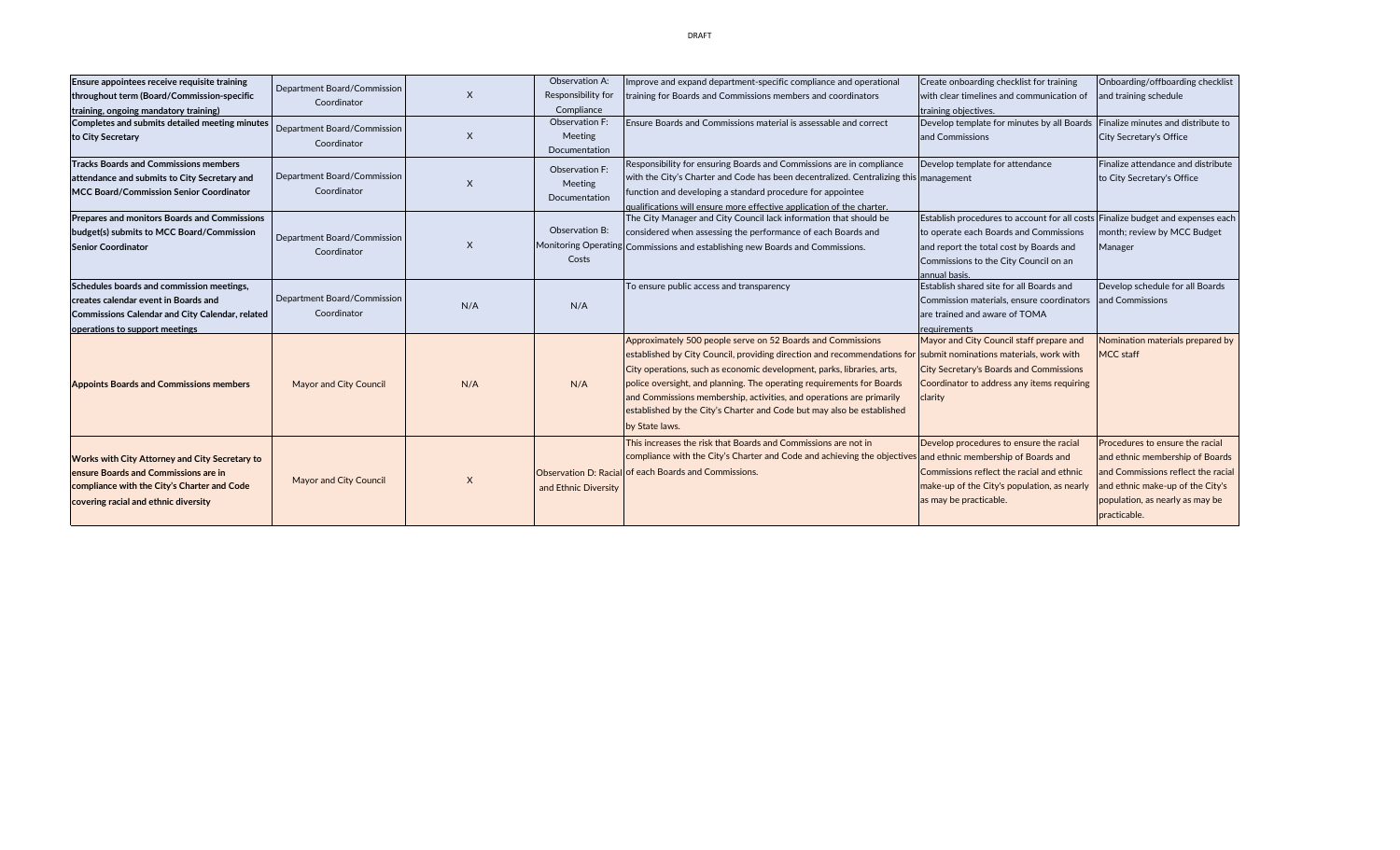DRAFT

| | | | | | | |
|---|---|---|---|---|---|---|
| **Ensure appointees receive requisite training throughout term (Board/Commission-specific training, ongoing mandatory training)** | Department Board/Commission Coordinator | X | Observation A: Responsibility for Compliance | Improve and expand department-specific compliance and operational training for Boards and Commissions members and coordinators | Create onboarding checklist for training with clear timelines and communication of training objectives. | Onboarding/offboarding checklist and training schedule |
| **Completes and submits detailed meeting minutes to City Secretary** | Department Board/Commission Coordinator | X | Observation F: Meeting Documentation | Ensure Boards and Commissions material is assessable and correct | Develop template for minutes by all Boards and Commissions | Finalize minutes and distribute to City Secretary's Office |
| **Tracks Boards and Commissions members attendance and submits to City Secretary and MCC Board/Commission Senior Coordinator** | Department Board/Commission Coordinator | X | Observation F: Meeting Documentation | Responsibility for ensuring Boards and Commissions are in compliance with the City's Charter and Code has been decentralized. Centralizing this function and developing a standard procedure for appointee qualifications will ensure more effective application of the charter. | Develop template for attendance management | Finalize attendance and distribute to City Secretary's Office |
| **Prepares and monitors Boards and Commissions budget(s) submits to MCC Board/Commission Senior Coordinator** | Department Board/Commission Coordinator | X | Observation B: Monitoring Operating Costs | The City Manager and City Council lack information that should be considered when assessing the performance of each Boards and Commissions and establishing new Boards and Commissions. | Establish procedures to account for all costs to operate each Boards and Commissions and report the total cost by Boards and Commissions to the City Council on an annual basis. | Finalize budget and expenses each month; review by MCC Budget Manager |
| **Schedules boards and commission meetings, creates calendar event in Boards and Commissions Calendar and City Calendar, related operations to support meetings** | Department Board/Commission Coordinator | N/A | N/A | To ensure public access and transparency | Establish shared site for all Boards and Commission materials, ensure coordinators are trained and aware of TOMA requirements | Develop schedule for all Boards and Commissions |
| **Appoints Boards and Commissions members** | Mayor and City Council | N/A | N/A | Approximately 500 people serve on 52 Boards and Commissions established by City Council, providing direction and recommendations for City operations, such as economic development, parks, libraries, arts, police oversight, and planning. The operating requirements for Boards and Commissions membership, activities, and operations are primarily established by the City's Charter and Code but may also be established by State laws. | Mayor and City Council staff prepare and submit nominations materials, work with City Secretary's Boards and Commissions Coordinator to address any items requiring clarity | Nomination materials prepared by MCC staff |
| **Works with City Attorney and City Secretary to ensure Boards and Commissions are in compliance with the City's Charter and Code covering racial and ethnic diversity** | Mayor and City Council | X | Observation D: Racial and Ethnic Diversity | This increases the risk that Boards and Commissions are not in compliance with the City's Charter and Code and achieving the objectives of each Boards and Commissions. | Develop procedures to ensure the racial and ethnic membership of Boards and Commissions reflect the racial and ethnic make-up of the City's population, as nearly as may be practicable. | Procedures to ensure the racial and ethnic membership of Boards and Commissions reflect the racial and ethnic make-up of the City's population, as nearly as may be practicable. |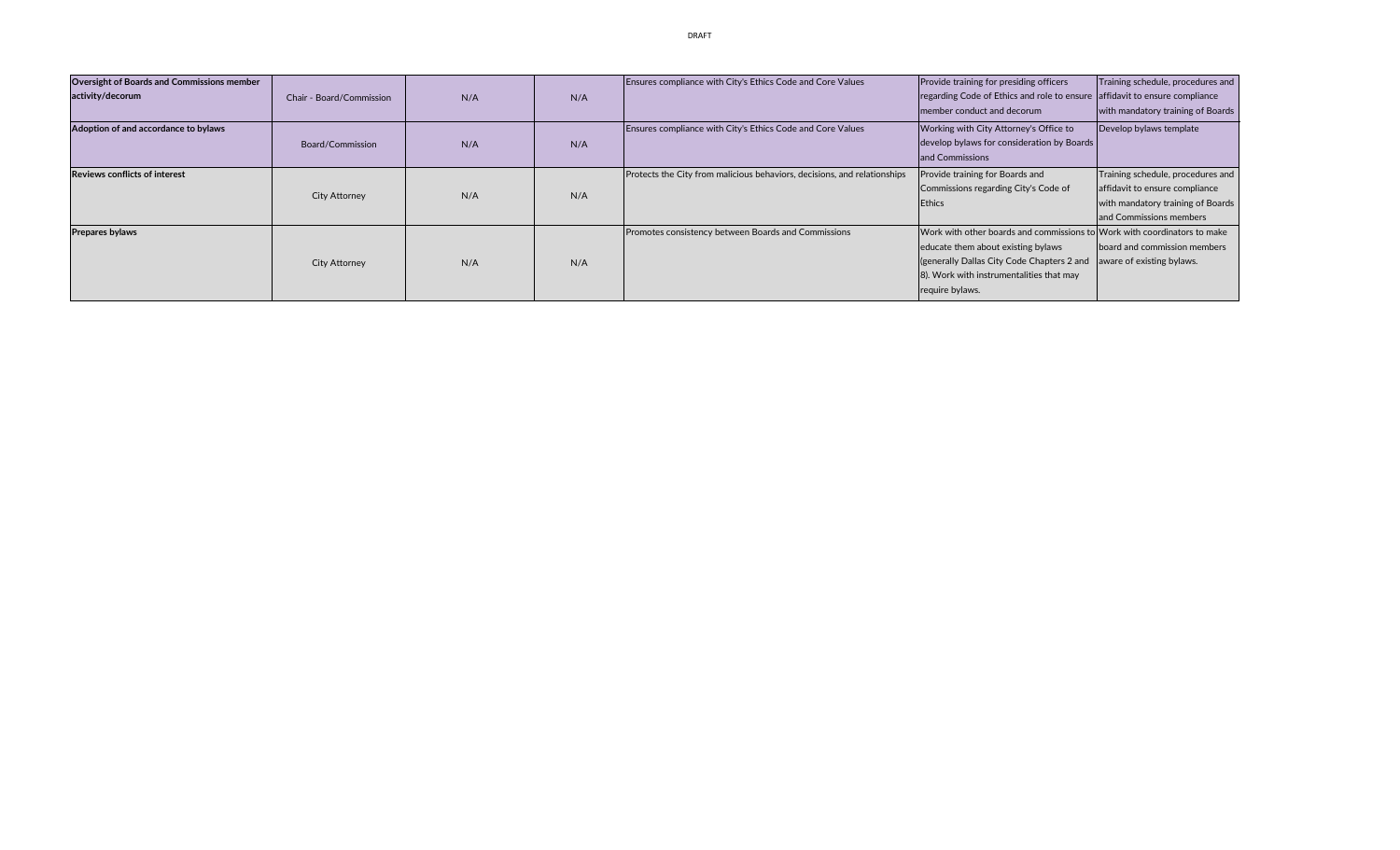DRAFT

| | | | | | | |
|---|---|---|---|---|---|---|
| **Oversight of Boards and Commissions member activity/decorum** | Chair - Board/Commission | N/A | N/A | Ensures compliance with City's Ethics Code and Core Values | Provide training for presiding officers regarding Code of Ethics and role to ensure member conduct and decorum | Training schedule, procedures and affidavit to ensure compliance with mandatory training of Boards |
| **Adoption of and accordance to bylaws** | Board/Commission | N/A | N/A | Ensures compliance with City's Ethics Code and Core Values | Working with City Attorney's Office to develop bylaws for consideration by Boards and Commissions | Develop bylaws template |
| **Reviews conflicts of interest** | City Attorney | N/A | N/A | Protects the City from malicious behaviors, decisions, and relationships | Provide training for Boards and Commissions regarding City's Code of Ethics | Training schedule, procedures and affidavit to ensure compliance with mandatory training of Boards and Commissions members |
| **Prepares bylaws** | City Attorney | N/A | N/A | Promotes consistency between Boards and Commissions | Work with other boards and commissions to educate them about existing bylaws (generally Dallas City Code Chapters 2 and 8). Work with instrumentalities that may require bylaws. | Work with coordinators to make board and commission members aware of existing bylaws. |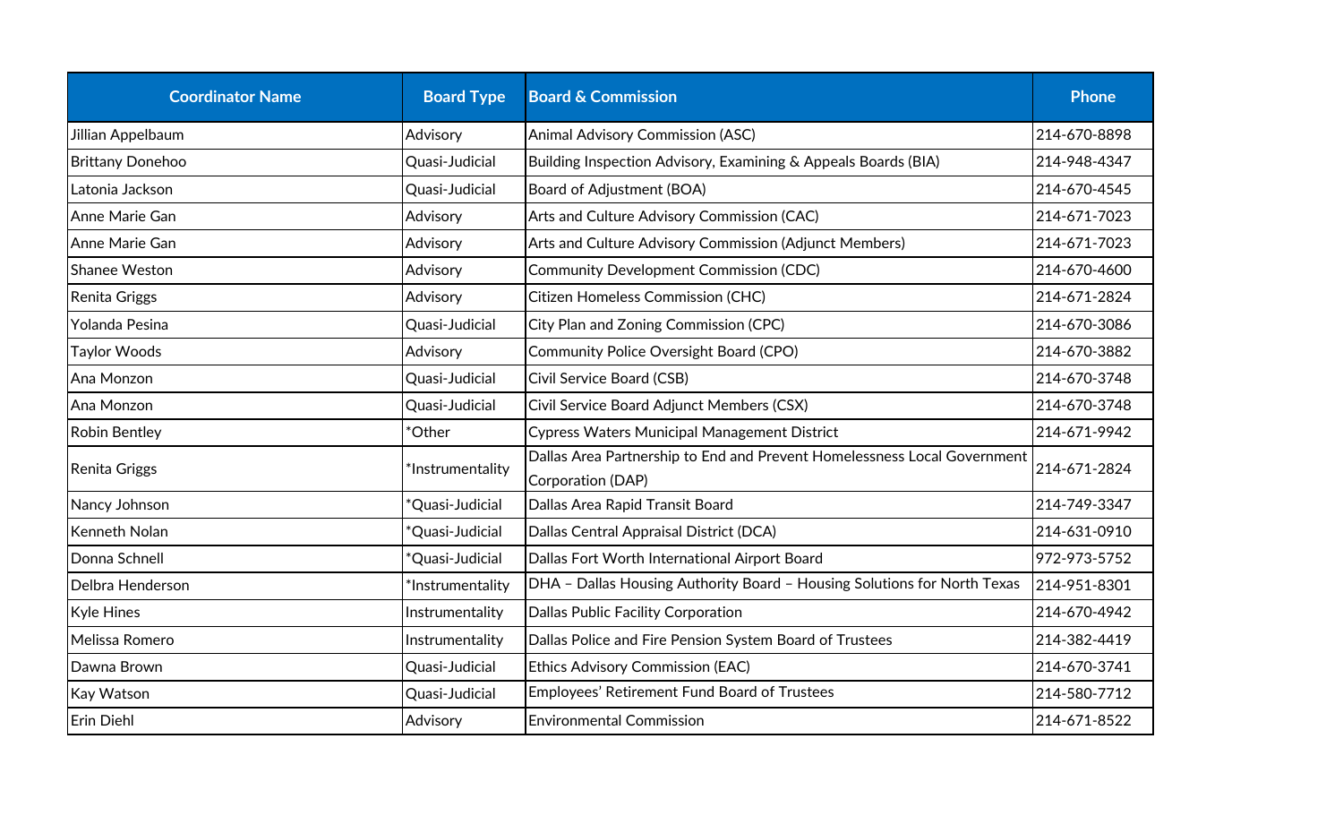| Coordinator Name | Board Type | Board & Commission | Phone |
|---|---|---|---|
| Jillian Appelbaum | Advisory | Animal Advisory Commission (ASC) | 214-670-8898 |
| Brittany Donehoo | Quasi-Judicial | Building Inspection Advisory, Examining & Appeals Boards (BIA) | 214-948-4347 |
| Latonia Jackson | Quasi-Judicial | Board of Adjustment (BOA) | 214-670-4545 |
| Anne Marie Gan | Advisory | Arts and Culture Advisory Commission (CAC) | 214-671-7023 |
| Anne Marie Gan | Advisory | Arts and Culture Advisory Commission (Adjunct Members) | 214-671-7023 |
| Shanee Weston | Advisory | Community Development Commission (CDC) | 214-670-4600 |
| Renita Griggs | Advisory | Citizen Homeless Commission (CHC) | 214-671-2824 |
| Yolanda Pesina | Quasi-Judicial | City Plan and Zoning Commission (CPC) | 214-670-3086 |
| Taylor Woods | Advisory | Community Police Oversight Board (CPO) | 214-670-3882 |
| Ana Monzon | Quasi-Judicial | Civil Service Board (CSB) | 214-670-3748 |
| Ana Monzon | Quasi-Judicial | Civil Service Board Adjunct Members (CSX) | 214-670-3748 |
| Robin Bentley | *Other | Cypress Waters Municipal Management District | 214-671-9942 |
| Renita Griggs | *Instrumentality | Dallas Area Partnership to End and Prevent Homelessness Local Government Corporation (DAP) | 214-671-2824 |
| Nancy Johnson | *Quasi-Judicial | Dallas Area Rapid Transit Board | 214-749-3347 |
| Kenneth Nolan | *Quasi-Judicial | Dallas Central Appraisal District (DCA) | 214-631-0910 |
| Donna Schnell | *Quasi-Judicial | Dallas Fort Worth International Airport Board | 972-973-5752 |
| Delbra Henderson | *Instrumentality | DHA – Dallas Housing Authority Board – Housing Solutions for North Texas | 214-951-8301 |
| Kyle Hines | Instrumentality | Dallas Public Facility Corporation | 214-670-4942 |
| Melissa Romero | Instrumentality | Dallas Police and Fire Pension System Board of Trustees | 214-382-4419 |
| Dawna Brown | Quasi-Judicial | Ethics Advisory Commission (EAC) | 214-670-3741 |
| Kay Watson | Quasi-Judicial | Employees' Retirement Fund Board of Trustees | 214-580-7712 |
| Erin Diehl | Advisory | Environmental Commission | 214-671-8522 |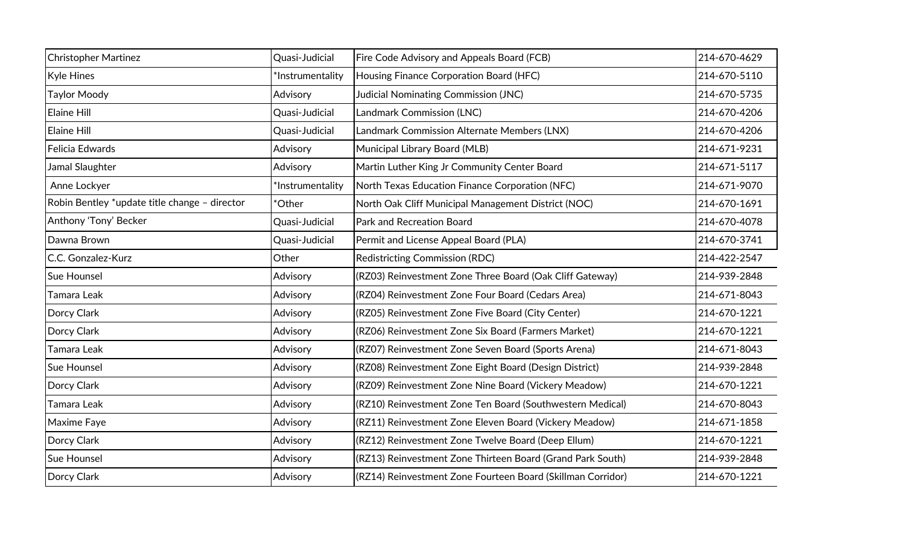| | | | |
|---|---|---|---|
| Christopher Martinez | Quasi-Judicial | Fire Code Advisory and Appeals Board (FCB) | 214-670-4629 |
| Kyle Hines | *Instrumentality | Housing Finance Corporation Board (HFC) | 214-670-5110 |
| Taylor Moody | Advisory | Judicial Nominating Commission (JNC) | 214-670-5735 |
| Elaine Hill | Quasi-Judicial | Landmark Commission (LNC) | 214-670-4206 |
| Elaine Hill | Quasi-Judicial | Landmark Commission Alternate Members (LNX) | 214-670-4206 |
| Felicia Edwards | Advisory | Municipal Library Board (MLB) | 214-671-9231 |
| Jamal Slaughter | Advisory | Martin Luther King Jr Community Center Board | 214-671-5117 |
| Anne Lockyer | *Instrumentality | North Texas Education Finance Corporation (NFC) | 214-671-9070 |
| Robin Bentley *update title change – director | *Other | North Oak Cliff Municipal Management District (NOC) | 214-670-1691 |
| Anthony 'Tony' Becker | Quasi-Judicial | Park and Recreation Board | 214-670-4078 |
| Dawna Brown | Quasi-Judicial | Permit and License Appeal Board (PLA) | 214-670-3741 |
| C.C. Gonzalez-Kurz | Other | Redistricting Commission (RDC) | 214-422-2547 |
| Sue Hounsel | Advisory | (RZ03) Reinvestment Zone Three Board (Oak Cliff Gateway) | 214-939-2848 |
| Tamara Leak | Advisory | (RZ04) Reinvestment Zone Four Board (Cedars Area) | 214-671-8043 |
| Dorcy Clark | Advisory | (RZ05) Reinvestment Zone Five Board (City Center) | 214-670-1221 |
| Dorcy Clark | Advisory | (RZ06) Reinvestment Zone Six Board (Farmers Market) | 214-670-1221 |
| Tamara Leak | Advisory | (RZ07) Reinvestment Zone Seven Board (Sports Arena) | 214-671-8043 |
| Sue Hounsel | Advisory | (RZ08) Reinvestment Zone Eight Board (Design District) | 214-939-2848 |
| Dorcy Clark | Advisory | (RZ09) Reinvestment Zone Nine Board (Vickery Meadow) | 214-670-1221 |
| Tamara Leak | Advisory | (RZ10) Reinvestment Zone Ten Board (Southwestern Medical) | 214-670-8043 |
| Maxime Faye | Advisory | (RZ11) Reinvestment Zone Eleven Board (Vickery Meadow) | 214-671-1858 |
| Dorcy Clark | Advisory | (RZ12) Reinvestment Zone Twelve Board (Deep Ellum) | 214-670-1221 |
| Sue Hounsel | Advisory | (RZ13) Reinvestment Zone Thirteen Board (Grand Park South) | 214-939-2848 |
| Dorcy Clark | Advisory | (RZ14) Reinvestment Zone Fourteen Board (Skillman Corridor) | 214-670-1221 |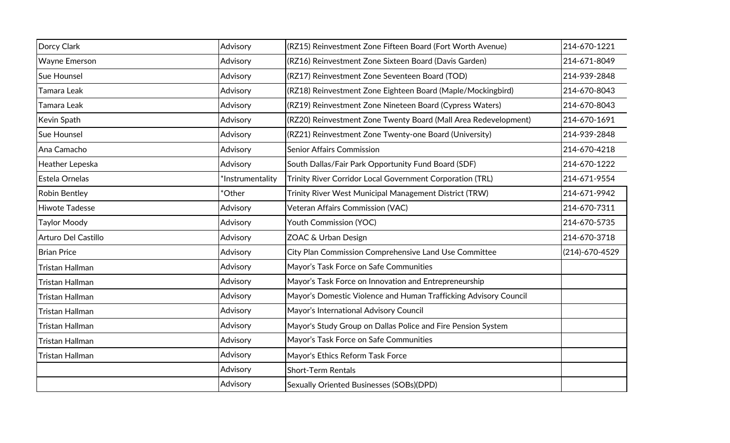| Dorcy Clark | Advisory | (RZ15) Reinvestment Zone Fifteen Board (Fort Worth Avenue) | 214-670-1221 |
|---|---|---|---|
| Wayne Emerson | Advisory | (RZ16) Reinvestment Zone Sixteen Board (Davis Garden) | 214-671-8049 |
| Sue Hounsel | Advisory | (RZ17) Reinvestment Zone Seventeen Board (TOD) | 214-939-2848 |
| Tamara Leak | Advisory | (RZ18) Reinvestment Zone Eighteen Board (Maple/Mockingbird) | 214-670-8043 |
| Tamara Leak | Advisory | (RZ19) Reinvestment Zone Nineteen Board (Cypress Waters) | 214-670-8043 |
| Kevin Spath | Advisory | (RZ20) Reinvestment Zone Twenty Board (Mall Area Redevelopment) | 214-670-1691 |
| Sue Hounsel | Advisory | (RZ21) Reinvestment Zone Twenty-one Board (University) | 214-939-2848 |
| Ana Camacho | Advisory | Senior Affairs Commission | 214-670-4218 |
| Heather Lepeska | Advisory | South Dallas/Fair Park Opportunity Fund Board (SDF) | 214-670-1222 |
| Estela Ornelas | *Instrumentality | Trinity River Corridor Local Government Corporation (TRL) | 214-671-9554 |
| Robin Bentley | *Other | Trinity River West Municipal Management District (TRW) | 214-671-9942 |
| Hiwote Tadesse | Advisory | Veteran Affairs Commission (VAC) | 214-670-7311 |
| Taylor Moody | Advisory | Youth Commission (YOC) | 214-670-5735 |
| Arturo Del Castillo | Advisory | ZOAC & Urban Design | 214-670-3718 |
| Brian Price | Advisory | City Plan Commission Comprehensive Land Use Committee | (214)-670-4529 |
| Tristan Hallman | Advisory | Mayor's Task Force on Safe Communities | |
| Tristan Hallman | Advisory | Mayor's Task Force on Innovation and Entrepreneurship | |
| Tristan Hallman | Advisory | Mayor's Domestic Violence and Human Trafficking Advisory Council | |
| Tristan Hallman | Advisory | Mayor's International Advisory Council | |
| Tristan Hallman | Advisory | Mayor's Study Group on Dallas Police and Fire Pension System | |
| Tristan Hallman | Advisory | Mayor's Task Force on Safe Communities | |
| Tristan Hallman | Advisory | Mayor's Ethics Reform Task Force | |
| | Advisory | Short-Term Rentals | |
| | Advisory | Sexually Oriented Businesses (SOBs)(DPD) | |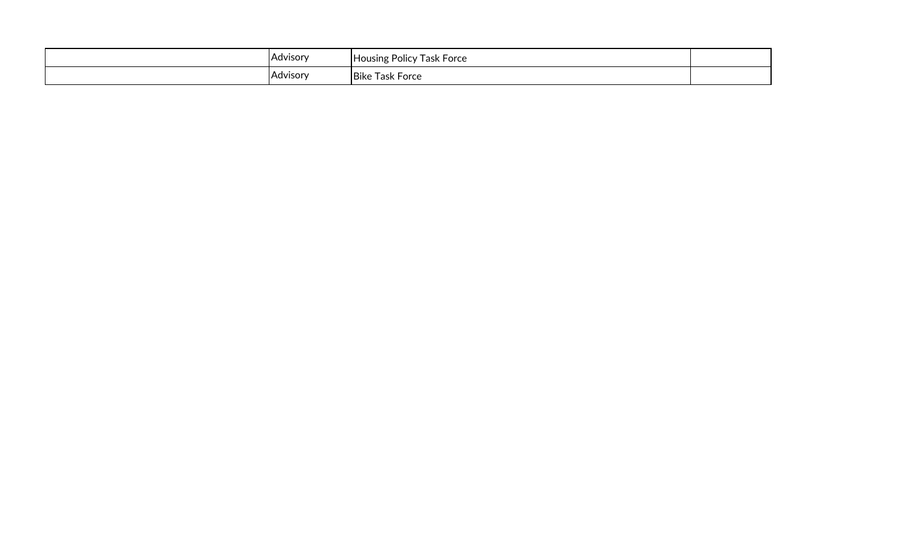| | | | |
|---|---|---|---|
| | Advisory | Housing Policy Task Force | |
| | Advisory | Bike Task Force | |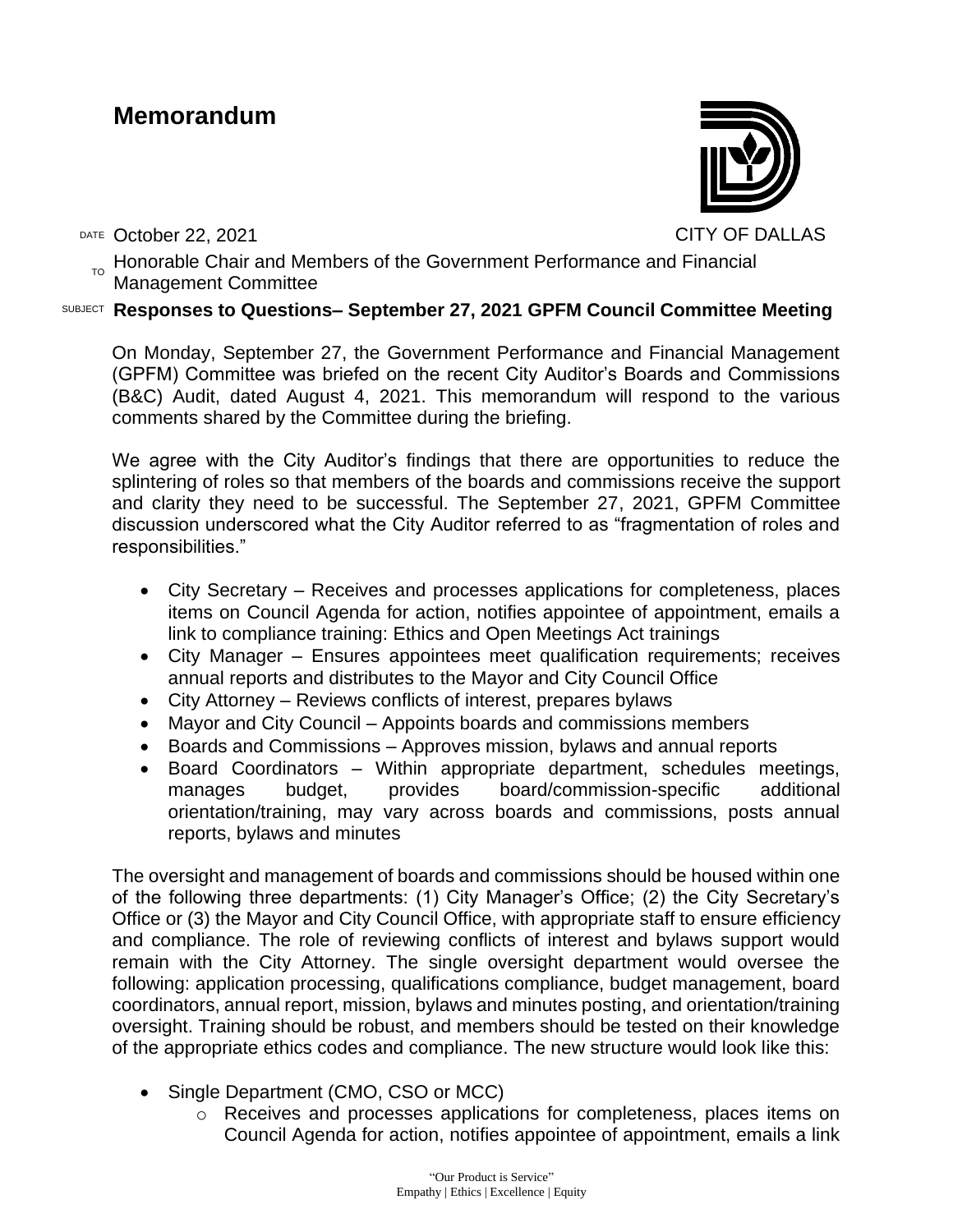# Memorandum

CITY OF DALLAS

DATE October 22, 2021

TO Honorable Chair and Members of the Government Performance and Financial Management Committee

SUBJECT **Responses to Questions– September 27, 2021 GPFM Council Committee Meeting**

On Monday, September 27, the Government Performance and Financial Management (GPFM) Committee was briefed on the recent City Auditor's Boards and Commissions (B&C) Audit, dated August 4, 2021. This memorandum will respond to the various comments shared by the Committee during the briefing.

We agree with the City Auditor's findings that there are opportunities to reduce the splintering of roles so that members of the boards and commissions receive the support and clarity they need to be successful. The September 27, 2021, GPFM Committee discussion underscored what the City Auditor referred to as "fragmentation of roles and responsibilities."

- City Secretary – Receives and processes applications for completeness, places items on Council Agenda for action, notifies appointee of appointment, emails a link to compliance training: Ethics and Open Meetings Act trainings
- City Manager – Ensures appointees meet qualification requirements; receives annual reports and distributes to the Mayor and City Council Office
- City Attorney – Reviews conflicts of interest, prepares bylaws
- Mayor and City Council – Appoints boards and commissions members
- Boards and Commissions – Approves mission, bylaws and annual reports
- Board Coordinators – Within appropriate department, schedules meetings, manages budget, provides board/commission-specific additional orientation/training, may vary across boards and commissions, posts annual reports, bylaws and minutes

The oversight and management of boards and commissions should be housed within one of the following three departments: (1) City Manager's Office; (2) the City Secretary's Office or (3) the Mayor and City Council Office, with appropriate staff to ensure efficiency and compliance. The role of reviewing conflicts of interest and bylaws support would remain with the City Attorney. The single oversight department would oversee the following: application processing, qualifications compliance, budget management, board coordinators, annual report, mission, bylaws and minutes posting, and orientation/training oversight. Training should be robust, and members should be tested on their knowledge of the appropriate ethics codes and compliance. The new structure would look like this:

- Single Department (CMO, CSO or MCC)
  - Receives and processes applications for completeness, places items on Council Agenda for action, notifies appointee of appointment, emails a link

"Our Product is Service"
Empathy | Ethics | Excellence | Equity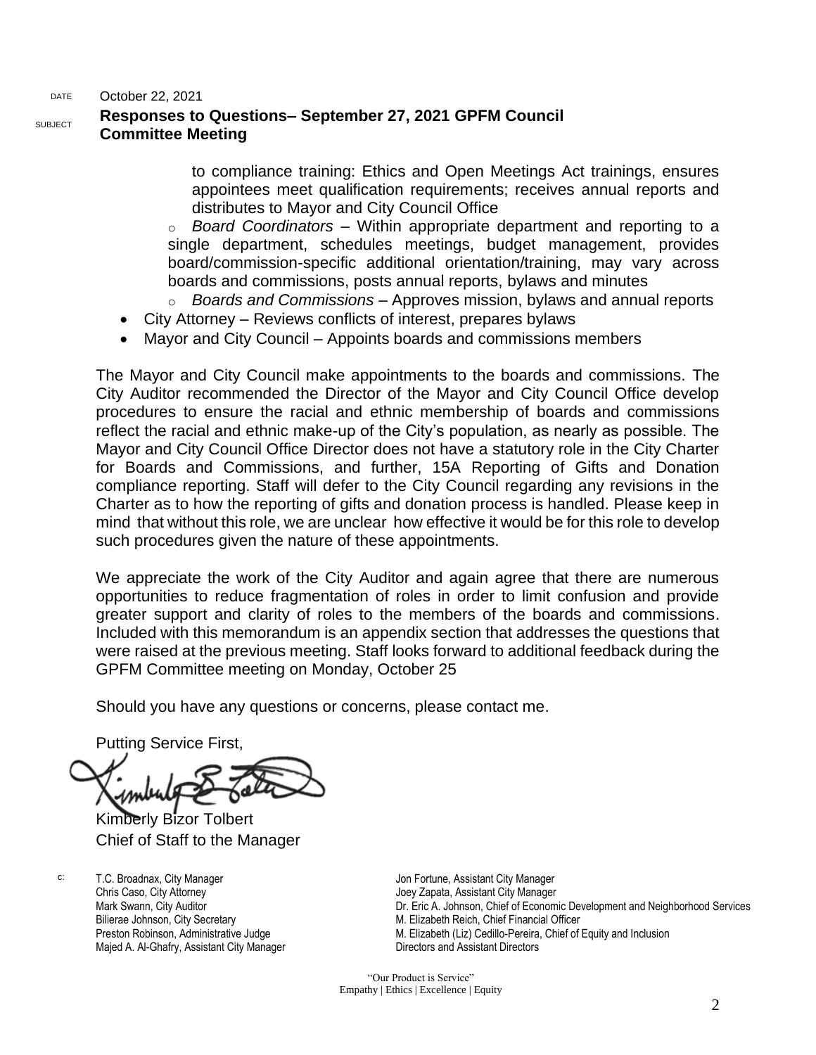DATE October 22, 2021

SUBJECT **Responses to Questions– September 27, 2021 GPFM Council Committee Meeting**

to compliance training: Ethics and Open Meetings Act trainings, ensures appointees meet qualification requirements; receives annual reports and distributes to Mayor and City Council Office

- *Board Coordinators* – Within appropriate department and reporting to a single department, schedules meetings, budget management, provides board/commission-specific additional orientation/training, may vary across boards and commissions, posts annual reports, bylaws and minutes
- *Boards and Commissions* – Approves mission, bylaws and annual reports

- City Attorney – Reviews conflicts of interest, prepares bylaws
- Mayor and City Council – Appoints boards and commissions members

The Mayor and City Council make appointments to the boards and commissions. The City Auditor recommended the Director of the Mayor and City Council Office develop procedures to ensure the racial and ethnic membership of boards and commissions reflect the racial and ethnic make-up of the City's population, as nearly as possible. The Mayor and City Council Office Director does not have a statutory role in the City Charter for Boards and Commissions, and further, 15A Reporting of Gifts and Donation compliance reporting. Staff will defer to the City Council regarding any revisions in the Charter as to how the reporting of gifts and donation process is handled. Please keep in mind that without this role, we are unclear how effective it would be for this role to develop such procedures given the nature of these appointments.

We appreciate the work of the City Auditor and again agree that there are numerous opportunities to reduce fragmentation of roles in order to limit confusion and provide greater support and clarity of roles to the members of the boards and commissions. Included with this memorandum is an appendix section that addresses the questions that were raised at the previous meeting. Staff looks forward to additional feedback during the GPFM Committee meeting on Monday, October 25

Should you have any questions or concerns, please contact me.

Putting Service First,

Kimberly Bizor Tolbert
Chief of Staff to the Manager

c:
T.C. Broadnax, City Manager
Chris Caso, City Attorney
Mark Swann, City Auditor
Bilierae Johnson, City Secretary
Preston Robinson, Administrative Judge
Majed A. Al-Ghafry, Assistant City Manager
Jon Fortune, Assistant City Manager
Joey Zapata, Assistant City Manager
Dr. Eric A. Johnson, Chief of Economic Development and Neighborhood Services
M. Elizabeth Reich, Chief Financial Officer
M. Elizabeth (Liz) Cedillo-Pereira, Chief of Equity and Inclusion
Directors and Assistant Directors

"Our Product is Service"
Empathy | Ethics | Excellence | Equity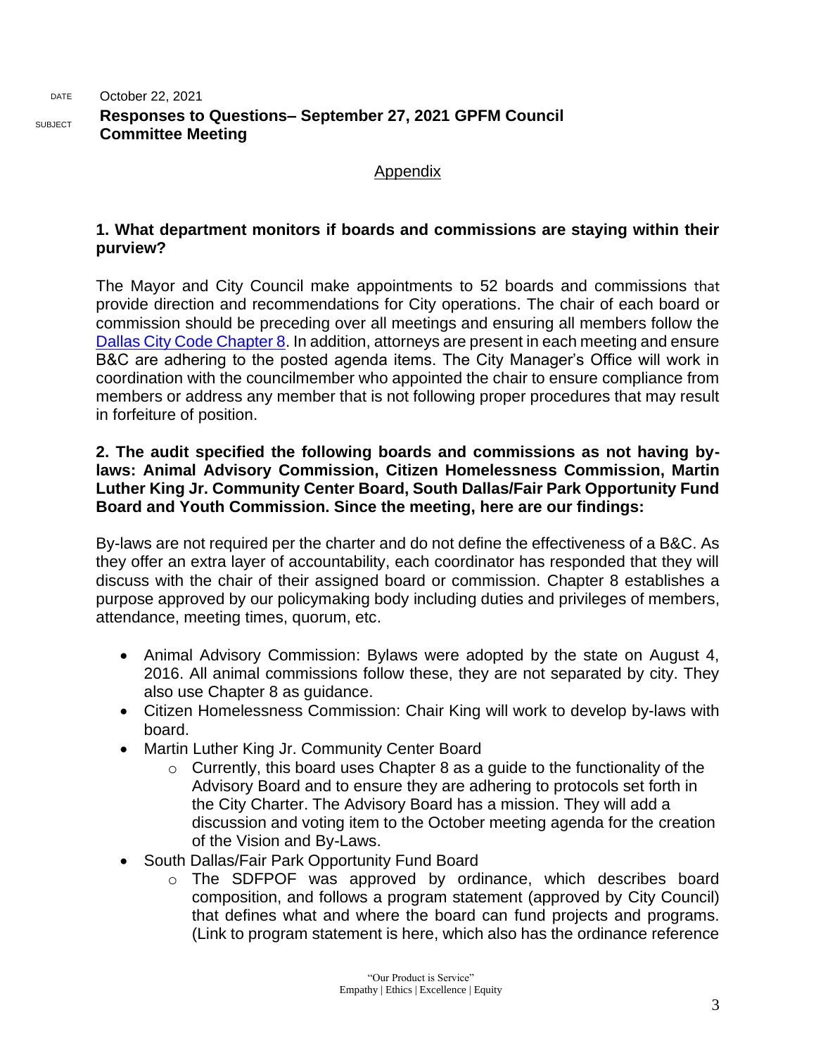DATE October 22, 2021

SUBJECT **Responses to Questions– September 27, 2021 GPFM Council Committee Meeting**

## Appendix

**1. What department monitors if boards and commissions are staying within their purview?**

The Mayor and City Council make appointments to 52 boards and commissions that provide direction and recommendations for City operations. The chair of each board or commission should be preceding over all meetings and ensuring all members follow the [Dallas City Code Chapter 8](). In addition, attorneys are present in each meeting and ensure B&C are adhering to the posted agenda items. The City Manager's Office will work in coordination with the councilmember who appointed the chair to ensure compliance from members or address any member that is not following proper procedures that may result in forfeiture of position.

**2. The audit specified the following boards and commissions as not having by-laws: Animal Advisory Commission, Citizen Homelessness Commission, Martin Luther King Jr. Community Center Board, South Dallas/Fair Park Opportunity Fund Board and Youth Commission. Since the meeting, here are our findings:**

By-laws are not required per the charter and do not define the effectiveness of a B&C. As they offer an extra layer of accountability, each coordinator has responded that they will discuss with the chair of their assigned board or commission. Chapter 8 establishes a purpose approved by our policymaking body including duties and privileges of members, attendance, meeting times, quorum, etc.

- Animal Advisory Commission: Bylaws were adopted by the state on August 4, 2016. All animal commissions follow these, they are not separated by city. They also use Chapter 8 as guidance.
- Citizen Homelessness Commission: Chair King will work to develop by-laws with board.
- Martin Luther King Jr. Community Center Board
  - Currently, this board uses Chapter 8 as a guide to the functionality of the Advisory Board and to ensure they are adhering to protocols set forth in the City Charter. The Advisory Board has a mission. They will add a discussion and voting item to the October meeting agenda for the creation of the Vision and By-Laws.
- South Dallas/Fair Park Opportunity Fund Board
  - The SDFPOF was approved by ordinance, which describes board composition, and follows a program statement (approved by City Council) that defines what and where the board can fund projects and programs. (Link to program statement is here, which also has the ordinance reference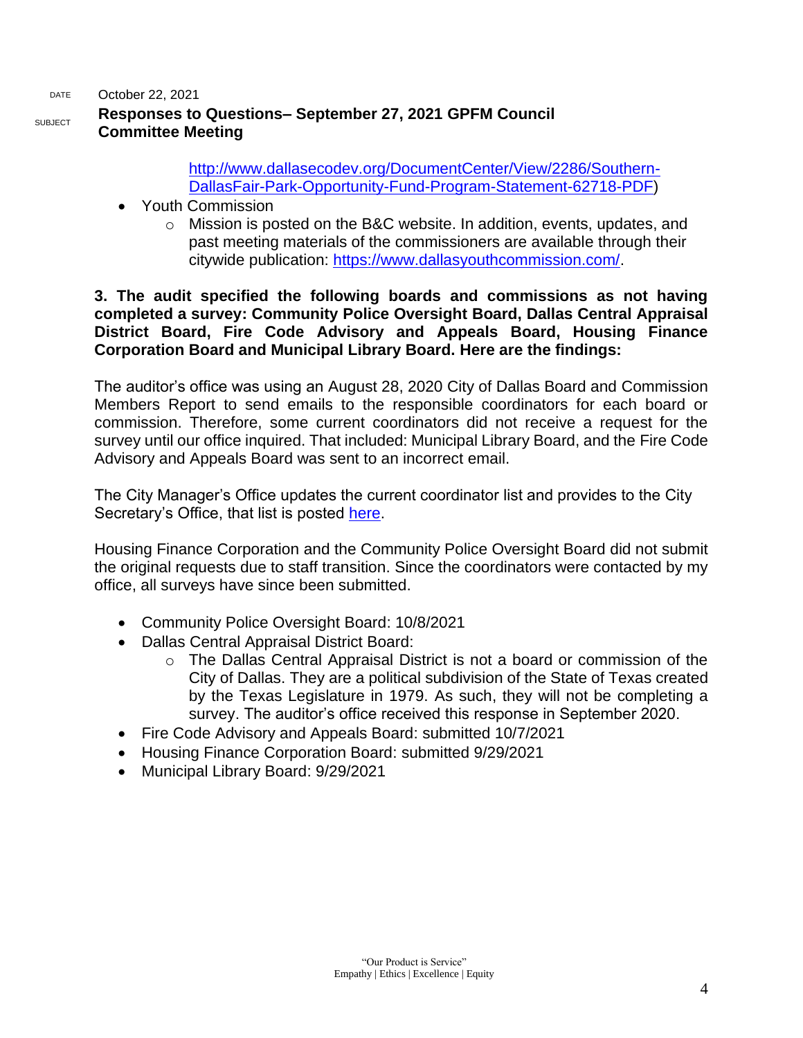http://www.dallasecodev.org/DocumentCenter/View/2286/Southern-DallasFair-Park-Opportunity-Fund-Program-Statement-62718-PDF)

- Youth Commission
  - Mission is posted on the B&C website. In addition, events, updates, and past meeting materials of the commissioners are available through their citywide publication: https://www.dallasyouthcommission.com/.

**3. The audit specified the following boards and commissions as not having completed a survey: Community Police Oversight Board, Dallas Central Appraisal District Board, Fire Code Advisory and Appeals Board, Housing Finance Corporation Board and Municipal Library Board. Here are the findings:**

The auditor's office was using an August 28, 2020 City of Dallas Board and Commission Members Report to send emails to the responsible coordinators for each board or commission. Therefore, some current coordinators did not receive a request for the survey until our office inquired. That included: Municipal Library Board, and the Fire Code Advisory and Appeals Board was sent to an incorrect email.

The City Manager's Office updates the current coordinator list and provides to the City Secretary's Office, that list is posted here.

Housing Finance Corporation and the Community Police Oversight Board did not submit the original requests due to staff transition. Since the coordinators were contacted by my office, all surveys have since been submitted.

- Community Police Oversight Board: 10/8/2021
- Dallas Central Appraisal District Board:
  - The Dallas Central Appraisal District is not a board or commission of the City of Dallas. They are a political subdivision of the State of Texas created by the Texas Legislature in 1979. As such, they will not be completing a survey. The auditor's office received this response in September 2020.
- Fire Code Advisory and Appeals Board: submitted 10/7/2021
- Housing Finance Corporation Board: submitted 9/29/2021
- Municipal Library Board: 9/29/2021